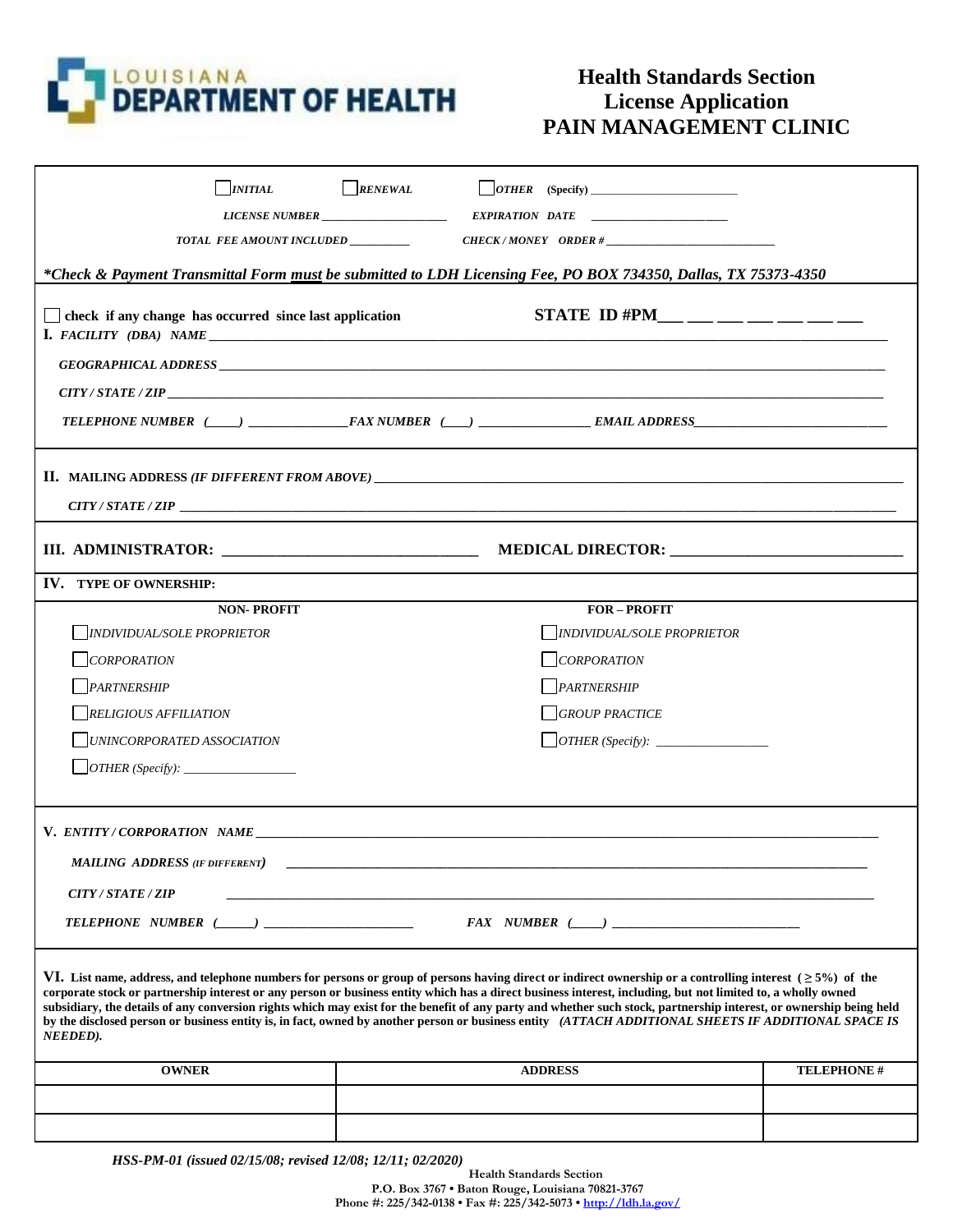LOUISIANA DEPARTMENT OF HEALTH

# Health Standards Section
# License Application
# PAIN MANAGEMENT CLINIC

☐ *INITIAL* ☐ *RENEWAL* ☐ *OTHER* (Specify) ____________________

*LICENSE NUMBER* ____________________ *EXPIRATION DATE* ____________________

*TOTAL FEE AMOUNT INCLUDED* __________ *CHECK / MONEY ORDER #* ____________________

***Check & Payment Transmittal Form must be submitted to LDH Licensing Fee, PO BOX 734350, Dallas, TX 75373-4350***

☐ **check if any change has occurred since last application** **STATE ID #PM__ __ __ __ __ __ __**

**I.** *FACILITY (DBA) NAME* ____________________

*GEOGRAPHICAL ADDRESS* ____________________

*CITY / STATE / ZIP* ____________________

*TELEPHONE NUMBER (____) ____________ FAX NUMBER (___) ____________ EMAIL ADDRESS* ____________________

**II. MAILING ADDRESS** *(IF DIFFERENT FROM ABOVE)* ____________________

*CITY / STATE / ZIP* ____________________

**III. ADMINISTRATOR:** ____________________ **MEDICAL DIRECTOR:** ____________________

**IV. TYPE OF OWNERSHIP:**

| NON- PROFIT | FOR – PROFIT |
|---|---|
| ☐ *INDIVIDUAL/SOLE PROPRIETOR* | ☐ *INDIVIDUAL/SOLE PROPRIETOR* |
| ☐ *CORPORATION* | ☐ *CORPORATION* |
| ☐ *PARTNERSHIP* | ☐ *PARTNERSHIP* |
| ☐ *RELIGIOUS AFFILIATION* | ☐ *GROUP PRACTICE* |
| ☐ *UNINCORPORATED ASSOCIATION* | ☐ *OTHER (Specify):* ____________ |
| ☐ *OTHER (Specify):* ____________ | |

**V.** *ENTITY / CORPORATION NAME* ____________________

*MAILING ADDRESS (IF DIFFERENT)* ____________________

*CITY / STATE / ZIP* ____________________

*TELEPHONE NUMBER (_____) ____________ FAX NUMBER (____)* ____________

**VI. List name, address, and telephone numbers for persons or group of persons having direct or indirect ownership or a controlling interest (≥ 5%) of the corporate stock or partnership interest or any person or business entity which has a direct business interest, including, but not limited to, a wholly owned subsidiary, the details of any conversion rights which may exist for the benefit of any party and whether such stock, partnership interest, or ownership being held by the disclosed person or business entity is, in fact, owned by another person or business entity** ***(ATTACH ADDITIONAL SHEETS IF ADDITIONAL SPACE IS NEEDED).***

| OWNER | ADDRESS | TELEPHONE # |
|---|---|---|
| | | |
| | | |

*HSS-PM-01 (issued 02/15/08; revised 12/08; 12/11; 02/2020)*

Health Standards Section
P.O. Box 3767 • Baton Rouge, Louisiana 70821-3767
Phone #: 225/342-0138 • Fax #: 225/342-5073 • http://ldh.la.gov/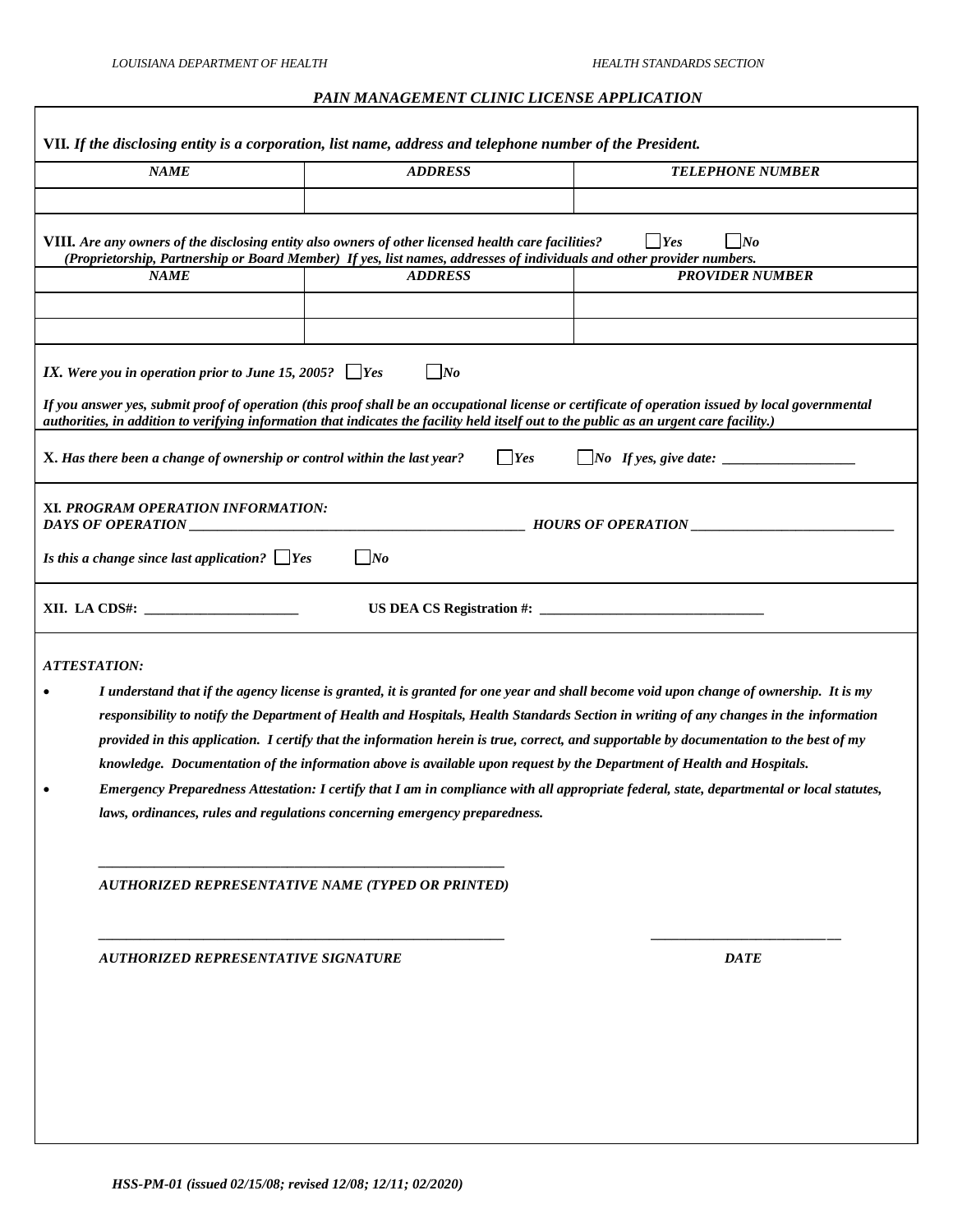## *PAIN MANAGEMENT CLINIC LICENSE APPLICATION*

**VII.** ***If the disclosing entity is a corporation, list name, address and telephone number of the President.***

| *NAME* | *ADDRESS* | *TELEPHONE NUMBER* |
|---|---|---|
| | | |

**VIII.** ***Are any owners of the disclosing entity also owners of other licensed health care facilities?*** ☐ ***Yes*** ☐ ***No***
***(Proprietorship, Partnership or Board Member) If yes, list names, addresses of individuals and other provider numbers.***

| *NAME* | *ADDRESS* | *PROVIDER NUMBER* |
|---|---|---|
| | | |
| | | |

***IX. Were you in operation prior to June 15, 2005?*** ☐ ***Yes*** ☐ ***No***

***If you answer yes, submit proof of operation (this proof shall be an occupational license or certificate of operation issued by local governmental authorities, in addition to verifying information that indicates the facility held itself out to the public as an urgent care facility.)***

**X.** ***Has there been a change of ownership or control within the last year?*** ☐ ***Yes*** ☐ ***No If yes, give date:*** ___________________

***XI. PROGRAM OPERATION INFORMATION:***
***DAYS OF OPERATION*** ________________________________________________ ***HOURS OF OPERATION*** _____________________________

***Is this a change since last application?*** ☐ ***Yes*** ☐ ***No***

**XII. LA CDS#:** ______________________ **US DEA CS Registration #:** ________________________________

***ATTESTATION:***

- ***I understand that if the agency license is granted, it is granted for one year and shall become void upon change of ownership. It is my responsibility to notify the Department of Health and Hospitals, Health Standards Section in writing of any changes in the information provided in this application. I certify that the information herein is true, correct, and supportable by documentation to the best of my knowledge. Documentation of the information above is available upon request by the Department of Health and Hospitals.***
- ***Emergency Preparedness Attestation: I certify that I am in compliance with all appropriate federal, state, departmental or local statutes, laws, ordinances, rules and regulations concerning emergency preparedness.***

__________________________________________________________
***AUTHORIZED REPRESENTATIVE NAME (TYPED OR PRINTED)***

__________________________________________________________ ___________________________
***AUTHORIZED REPRESENTATIVE SIGNATURE*** ***DATE***

***HSS-PM-01 (issued 02/15/08; revised 12/08; 12/11; 02/2020)***